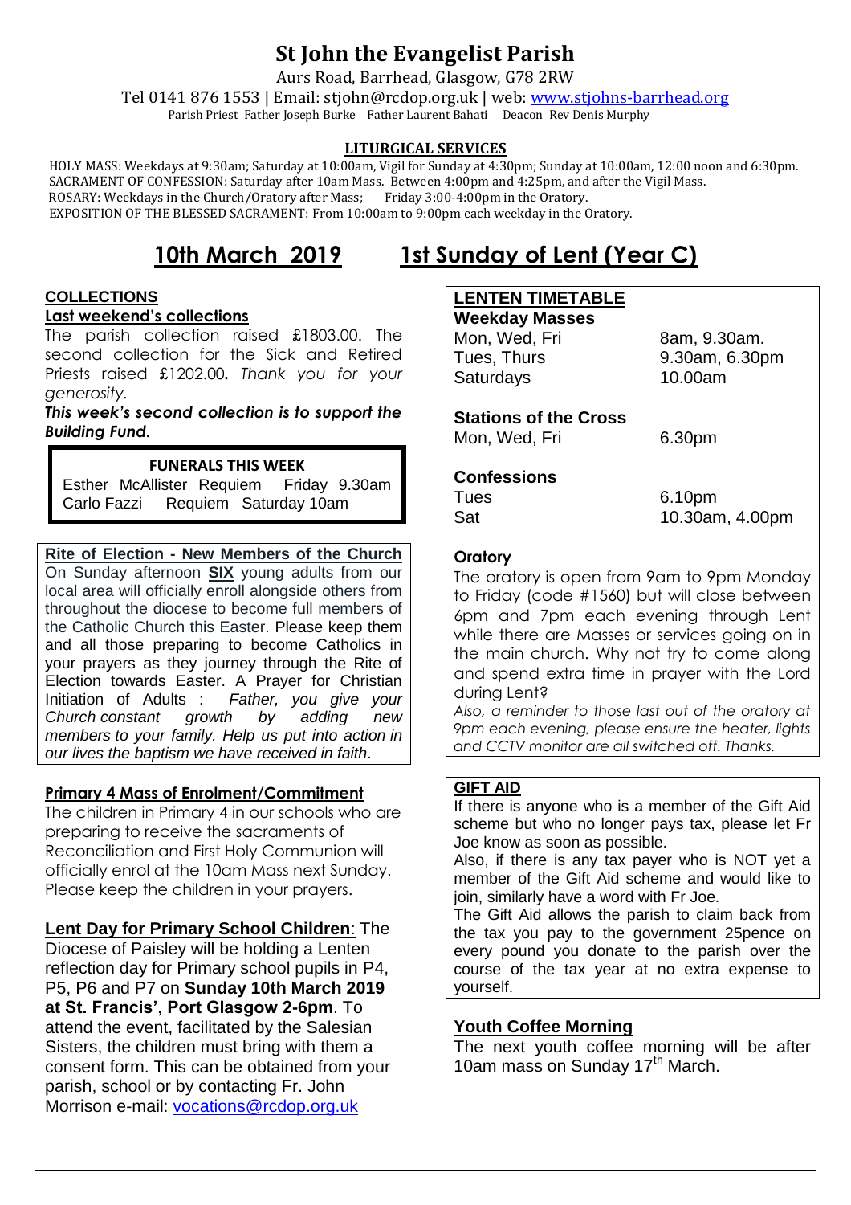# St John the Evangelist Parish

Aurs Road, Barrhead, Glasgow, G78 2RW

Tel 0141 876 1553 | Email: stjohn@rcdop.org.uk | web: www.stjohns-barrhead.org

Parish Priest Father Joseph Burke Father Laurent Bahati Deacon Rev Denis Murphy

**LITURGICAL SERVICES**

HOLY MASS: Weekdays at 9:30am; Saturday at 10:00am, Vigil for Sunday at 4:30pm; Sunday at 10:00am, 12:00 noon and 6:30pm.
SACRAMENT OF CONFESSION: Saturday after 10am Mass. Between 4:00pm and 4:25pm, and after the Vigil Mass.
ROSARY: Weekdays in the Church/Oratory after Mass; Friday 3:00-4:00pm in the Oratory.
EXPOSITION OF THE BLESSED SACRAMENT: From 10:00am to 9:00pm each weekday in the Oratory.

## 10th March 2019 1st Sunday of Lent (Year C)

### COLLECTIONS

**Last weekend's collections**

The parish collection raised £1803.00. The second collection for the Sick and Retired Priests raised £1202.00**.** *Thank you for your generosity.*

***This week's second collection is to support the Building Fund.***

**FUNERALS THIS WEEK**

Esther McAllister Requiem Friday 9.30am
Carlo Fazzi Requiem Saturday 10am

**Rite of Election - New Members of the Church**

On Sunday afternoon **SIX** young adults from our local area will officially enroll alongside others from throughout the diocese to become full members of the Catholic Church this Easter. Please keep them and all those preparing to become Catholics in your prayers as they journey through the Rite of Election towards Easter. A Prayer for Christian Initiation of Adults : *Father, you give your Church constant growth by adding new members to your family. Help us put into action in our lives the baptism we have received in faith*.

**Primary 4 Mass of Enrolment/Commitment**

The children in Primary 4 in our schools who are preparing to receive the sacraments of Reconciliation and First Holy Communion will officially enrol at the 10am Mass next Sunday. Please keep the children in your prayers.

**Lent Day for Primary School Children**: The Diocese of Paisley will be holding a Lenten reflection day for Primary school pupils in P4, P5, P6 and P7 on **Sunday 10th March 2019 at St. Francis', Port Glasgow 2-6pm**. To attend the event, facilitated by the Salesian Sisters, the children must bring with them a consent form. This can be obtained from your parish, school or by contacting Fr. John Morrison e-mail: vocations@rcdop.org.uk

### LENTEN TIMETABLE

**Weekday Masses**

| | |
|---|---|
| Mon, Wed, Fri | 8am, 9.30am. |
| Tues, Thurs | 9.30am, 6.30pm |
| Saturdays | 10.00am |

**Stations of the Cross**

| | |
|---|---|
| Mon, Wed, Fri | 6.30pm |

**Confessions**

| | |
|---|---|
| Tues | 6.10pm |
| Sat | 10.30am, 4.00pm |

**Oratory**

The oratory is open from 9am to 9pm Monday to Friday (code #1560) but will close between 6pm and 7pm each evening through Lent while there are Masses or services going on in the main church. Why not try to come along and spend extra time in prayer with the Lord during Lent?

*Also, a reminder to those last out of the oratory at 9pm each evening, please ensure the heater, lights and CCTV monitor are all switched off. Thanks.*

**GIFT AID**

If there is anyone who is a member of the Gift Aid scheme but who no longer pays tax, please let Fr Joe know as soon as possible.

Also, if there is any tax payer who is NOT yet a member of the Gift Aid scheme and would like to join, similarly have a word with Fr Joe.

The Gift Aid allows the parish to claim back from the tax you pay to the government 25pence on every pound you donate to the parish over the course of the tax year at no extra expense to yourself.

**Youth Coffee Morning**

The next youth coffee morning will be after 10am mass on Sunday 17th March.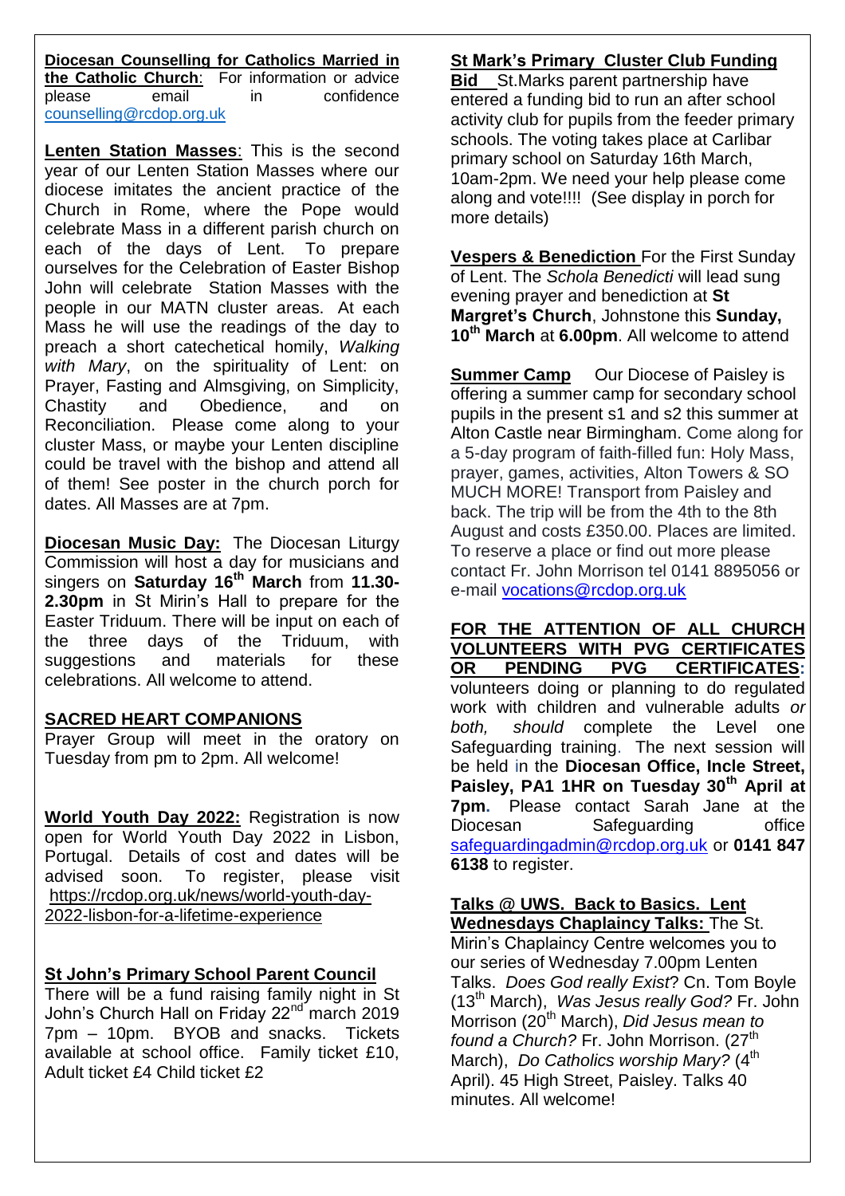**Diocesan Counselling for Catholics Married in the Catholic Church**: For information or advice please email in confidence counselling@rcdop.org.uk

**Lenten Station Masses**: This is the second year of our Lenten Station Masses where our diocese imitates the ancient practice of the Church in Rome, where the Pope would celebrate Mass in a different parish church on each of the days of Lent. To prepare ourselves for the Celebration of Easter Bishop John will celebrate Station Masses with the people in our MATN cluster areas. At each Mass he will use the readings of the day to preach a short catechetical homily, *Walking with Mary*, on the spirituality of Lent: on Prayer, Fasting and Almsgiving, on Simplicity, Chastity and Obedience, and on Reconciliation. Please come along to your cluster Mass, or maybe your Lenten discipline could be travel with the bishop and attend all of them! See poster in the church porch for dates. All Masses are at 7pm.

**Diocesan Music Day:** The Diocesan Liturgy Commission will host a day for musicians and singers on **Saturday 16th March** from **11.30-2.30pm** in St Mirin's Hall to prepare for the Easter Triduum. There will be input on each of the three days of the Triduum, with suggestions and materials for these celebrations. All welcome to attend.

**SACRED HEART COMPANIONS**

Prayer Group will meet in the oratory on Tuesday from pm to 2pm. All welcome!

**World Youth Day 2022:** Registration is now open for World Youth Day 2022 in Lisbon, Portugal. Details of cost and dates will be advised soon. To register, please visit https://rcdop.org.uk/news/world-youth-day-2022-lisbon-for-a-lifetime-experience

**St John's Primary School Parent Council**

There will be a fund raising family night in St John's Church Hall on Friday 22nd march 2019 7pm – 10pm. BYOB and snacks. Tickets available at school office. Family ticket £10, Adult ticket £4 Child ticket £2

**St Mark's Primary Cluster Club Funding Bid** St.Marks parent partnership have entered a funding bid to run an after school activity club for pupils from the feeder primary schools. The voting takes place at Carlibar primary school on Saturday 16th March, 10am-2pm. We need your help please come along and vote!!!! (See display in porch for more details)

**Vespers & Benediction** For the First Sunday of Lent. The *Schola Benedicti* will lead sung evening prayer and benediction at **St Margret's Church**, Johnstone this **Sunday, 10th March** at **6.00pm**. All welcome to attend

**Summer Camp** Our Diocese of Paisley is offering a summer camp for secondary school pupils in the present s1 and s2 this summer at Alton Castle near Birmingham. Come along for a 5-day program of faith-filled fun: Holy Mass, prayer, games, activities, Alton Towers & SO MUCH MORE! Transport from Paisley and back. The trip will be from the 4th to the 8th August and costs £350.00. Places are limited. To reserve a place or find out more please contact Fr. John Morrison tel 0141 8895056 or e-mail vocations@rcdop.org.uk

**FOR THE ATTENTION OF ALL CHURCH VOLUNTEERS WITH PVG CERTIFICATES OR PENDING PVG CERTIFICATES:** volunteers doing or planning to do regulated work with children and vulnerable adults *or both, should* complete the Level one Safeguarding training. The next session will be held in the **Diocesan Office, Incle Street, Paisley, PA1 1HR on Tuesday 30th April at 7pm.** Please contact Sarah Jane at the Diocesan Safeguarding office safeguardingadmin@rcdop.org.uk or **0141 847 6138** to register.

**Talks @ UWS. Back to Basics. Lent Wednesdays Chaplaincy Talks:** The St. Mirin's Chaplaincy Centre welcomes you to our series of Wednesday 7.00pm Lenten Talks. *Does God really Exist*? Cn. Tom Boyle (13th March), *Was Jesus really God?* Fr. John Morrison (20th March), *Did Jesus mean to found a Church?* Fr. John Morrison. (27th March), *Do Catholics worship Mary?* (4th April). 45 High Street, Paisley. Talks 40 minutes. All welcome!